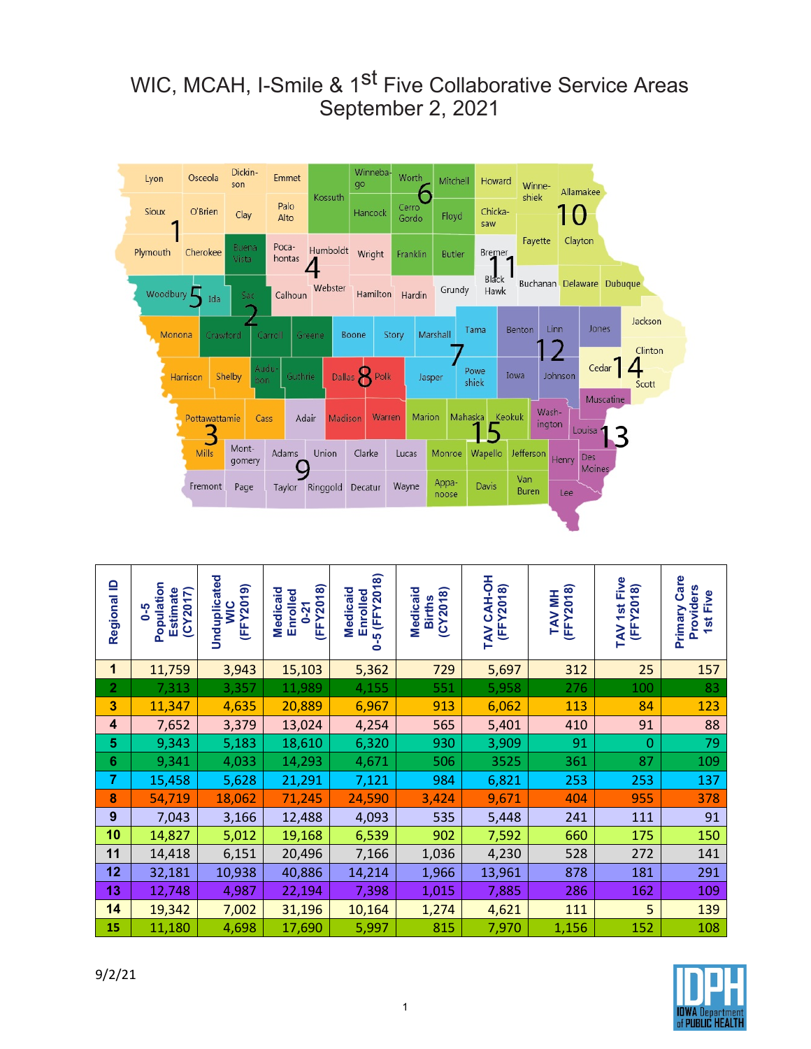# WIC, MCAH, I-Smile & 1st Five Collaborative Service Areas

September 2, 2021

Lyon, Osceola, Dickinson, Emmet, Kossuth, Winnebago, Worth, Mitchell, Howard, Winneshiek, Allamakee

Sioux, O'Brien, Clay, Palo Alto, Hancock, Cerro Gordo, Floyd, Chickasaw

Plymouth, Cherokee, Buena Vista, Pocahontas, Humboldt, Wright, Franklin, Butler, Bremer, Fayette, Clayton

Woodbury, Ida, Sac, Calhoun, Webster, Hamilton, Hardin, Grundy, Black Hawk, Buchanan, Delaware, Dubuque

Monona, Crawford, Carroll, Greene, Boone, Story, Marshall, Tama, Benton, Linn, Jones, Jackson

Harrison, Shelby, Audubon, Guthrie, Dallas, Polk, Jasper, Poweshiek, Iowa, Johnson, Cedar, Clinton, Scott

Pottawattamie, Cass, Adair, Madison, Warren, Marion, Mahaska, Keokuk, Washington, Muscatine, Louisa

Mills, Montgomery, Adams, Union, Clarke, Lucas, Monroe, Wapello, Jefferson, Henry, Des Moines

Fremont, Page, Taylor, Ringgold, Decatur, Wayne, Appanoose, Davis, Van Buren, Lee

1, 2, 3, 4, 5, 6, 7, 8, 9, 10, 11, 12, 13, 14, 15

| Regional ID | 0-5 Population Estimate (CY2017) | Unduplicated WIC (FFY2019) | Medicaid Enrolled 0-21 (FFY2018) | Medicaid Enrolled 0-5 (FFY2018) | Medicaid Births (CY2018) | TAV CAH-OH (FFY2018) | TAV MH (FFY2018) | TAV 1st Five (FFY2018) | Primary Care Providers 1st Five |
|---|---|---|---|---|---|---|---|---|---|
| 1 | 11,759 | 3,943 | 15,103 | 5,362 | 729 | 5,697 | 312 | 25 | 157 |
| 2 | 7,313 | 3,357 | 11,989 | 4,155 | 551 | 5,958 | 276 | 100 | 83 |
| 3 | 11,347 | 4,635 | 20,889 | 6,967 | 913 | 6,062 | 113 | 84 | 123 |
| 4 | 7,652 | 3,379 | 13,024 | 4,254 | 565 | 5,401 | 410 | 91 | 88 |
| 5 | 9,343 | 5,183 | 18,610 | 6,320 | 930 | 3,909 | 91 | 0 | 79 |
| 6 | 9,341 | 4,033 | 14,293 | 4,671 | 506 | 3525 | 361 | 87 | 109 |
| 7 | 15,458 | 5,628 | 21,291 | 7,121 | 984 | 6,821 | 253 | 253 | 137 |
| 8 | 54,719 | 18,062 | 71,245 | 24,590 | 3,424 | 9,671 | 404 | 955 | 378 |
| 9 | 7,043 | 3,166 | 12,488 | 4,093 | 535 | 5,448 | 241 | 111 | 91 |
| 10 | 14,827 | 5,012 | 19,168 | 6,539 | 902 | 7,592 | 660 | 175 | 150 |
| 11 | 14,418 | 6,151 | 20,496 | 7,166 | 1,036 | 4,230 | 528 | 272 | 141 |
| 12 | 32,181 | 10,938 | 40,886 | 14,214 | 1,966 | 13,961 | 878 | 181 | 291 |
| 13 | 12,748 | 4,987 | 22,194 | 7,398 | 1,015 | 7,885 | 286 | 162 | 109 |
| 14 | 19,342 | 7,002 | 31,196 | 10,164 | 1,274 | 4,621 | 111 | 5 | 139 |
| 15 | 11,180 | 4,698 | 17,690 | 5,997 | 815 | 7,970 | 1,156 | 152 | 108 |

9/2/21

IOWA Department of PUBLIC HEALTH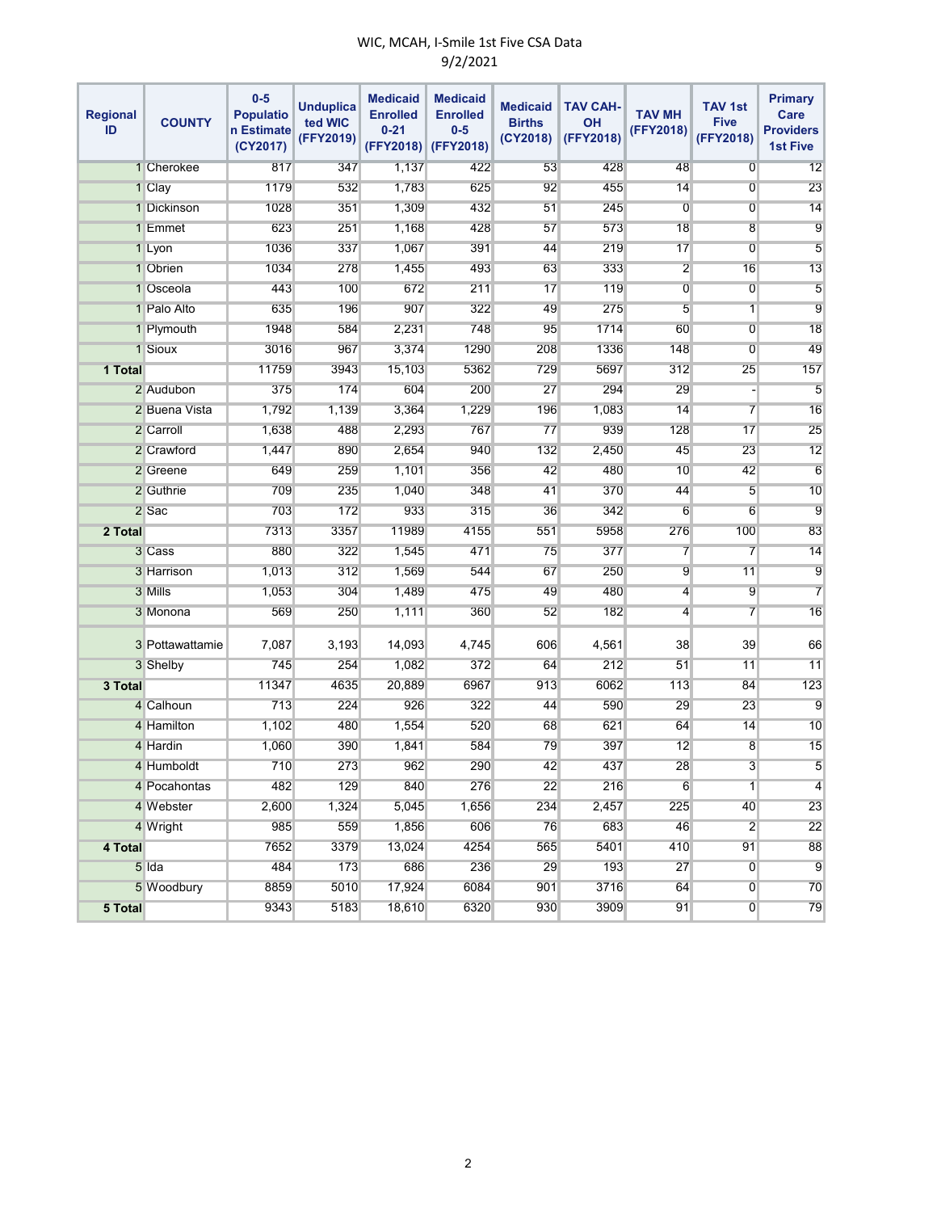WIC, MCAH, I-Smile 1st Five CSA Data

9/2/2021

| Regional ID | COUNTY | 0-5 Population Estimate (CY2017) | Unduplicated WIC (FFY2019) | Medicaid Enrolled 0-21 (FFY2018) | Medicaid Enrolled 0-5 (FFY2018) | Medicaid Births (CY2018) | TAV CAH-OH (FFY2018) | TAV MH (FFY2018) | TAV 1st Five (FFY2018) | Primary Care Providers 1st Five |
|---|---|---|---|---|---|---|---|---|---|---|
| 1 | Cherokee | 817 | 347 | 1,137 | 422 | 53 | 428 | 48 | 0 | 12 |
| 1 | Clay | 1179 | 532 | 1,783 | 625 | 92 | 455 | 14 | 0 | 23 |
| 1 | Dickinson | 1028 | 351 | 1,309 | 432 | 51 | 245 | 0 | 0 | 14 |
| 1 | Emmet | 623 | 251 | 1,168 | 428 | 57 | 573 | 18 | 8 | 9 |
| 1 | Lyon | 1036 | 337 | 1,067 | 391 | 44 | 219 | 17 | 0 | 5 |
| 1 | Obrien | 1034 | 278 | 1,455 | 493 | 63 | 333 | 2 | 16 | 13 |
| 1 | Osceola | 443 | 100 | 672 | 211 | 17 | 119 | 0 | 0 | 5 |
| 1 | Palo Alto | 635 | 196 | 907 | 322 | 49 | 275 | 5 | 1 | 9 |
| 1 | Plymouth | 1948 | 584 | 2,231 | 748 | 95 | 1714 | 60 | 0 | 18 |
| 1 | Sioux | 3016 | 967 | 3,374 | 1290 | 208 | 1336 | 148 | 0 | 49 |
| **1 Total** | | 11759 | 3943 | 15,103 | 5362 | 729 | 5697 | 312 | 25 | 157 |
| 2 | Audubon | 375 | 174 | 604 | 200 | 27 | 294 | 29 | - | 5 |
| 2 | Buena Vista | 1,792 | 1,139 | 3,364 | 1,229 | 196 | 1,083 | 14 | 7 | 16 |
| 2 | Carroll | 1,638 | 488 | 2,293 | 767 | 77 | 939 | 128 | 17 | 25 |
| 2 | Crawford | 1,447 | 890 | 2,654 | 940 | 132 | 2,450 | 45 | 23 | 12 |
| 2 | Greene | 649 | 259 | 1,101 | 356 | 42 | 480 | 10 | 42 | 6 |
| 2 | Guthrie | 709 | 235 | 1,040 | 348 | 41 | 370 | 44 | 5 | 10 |
| 2 | Sac | 703 | 172 | 933 | 315 | 36 | 342 | 6 | 6 | 9 |
| **2 Total** | | 7313 | 3357 | 11989 | 4155 | 551 | 5958 | 276 | 100 | 83 |
| 3 | Cass | 880 | 322 | 1,545 | 471 | 75 | 377 | 7 | 7 | 14 |
| 3 | Harrison | 1,013 | 312 | 1,569 | 544 | 67 | 250 | 9 | 11 | 9 |
| 3 | Mills | 1,053 | 304 | 1,489 | 475 | 49 | 480 | 4 | 9 | 7 |
| 3 | Monona | 569 | 250 | 1,111 | 360 | 52 | 182 | 4 | 7 | 16 |
| 3 | Pottawattamie | 7,087 | 3,193 | 14,093 | 4,745 | 606 | 4,561 | 38 | 39 | 66 |
| 3 | Shelby | 745 | 254 | 1,082 | 372 | 64 | 212 | 51 | 11 | 11 |
| **3 Total** | | 11347 | 4635 | 20,889 | 6967 | 913 | 6062 | 113 | 84 | 123 |
| 4 | Calhoun | 713 | 224 | 926 | 322 | 44 | 590 | 29 | 23 | 9 |
| 4 | Hamilton | 1,102 | 480 | 1,554 | 520 | 68 | 621 | 64 | 14 | 10 |
| 4 | Hardin | 1,060 | 390 | 1,841 | 584 | 79 | 397 | 12 | 8 | 15 |
| 4 | Humboldt | 710 | 273 | 962 | 290 | 42 | 437 | 28 | 3 | 5 |
| 4 | Pocahontas | 482 | 129 | 840 | 276 | 22 | 216 | 6 | 1 | 4 |
| 4 | Webster | 2,600 | 1,324 | 5,045 | 1,656 | 234 | 2,457 | 225 | 40 | 23 |
| 4 | Wright | 985 | 559 | 1,856 | 606 | 76 | 683 | 46 | 2 | 22 |
| **4 Total** | | 7652 | 3379 | 13,024 | 4254 | 565 | 5401 | 410 | 91 | 88 |
| 5 | Ida | 484 | 173 | 686 | 236 | 29 | 193 | 27 | 0 | 9 |
| 5 | Woodbury | 8859 | 5010 | 17,924 | 6084 | 901 | 3716 | 64 | 0 | 70 |
| **5 Total** | | 9343 | 5183 | 18,610 | 6320 | 930 | 3909 | 91 | 0 | 79 |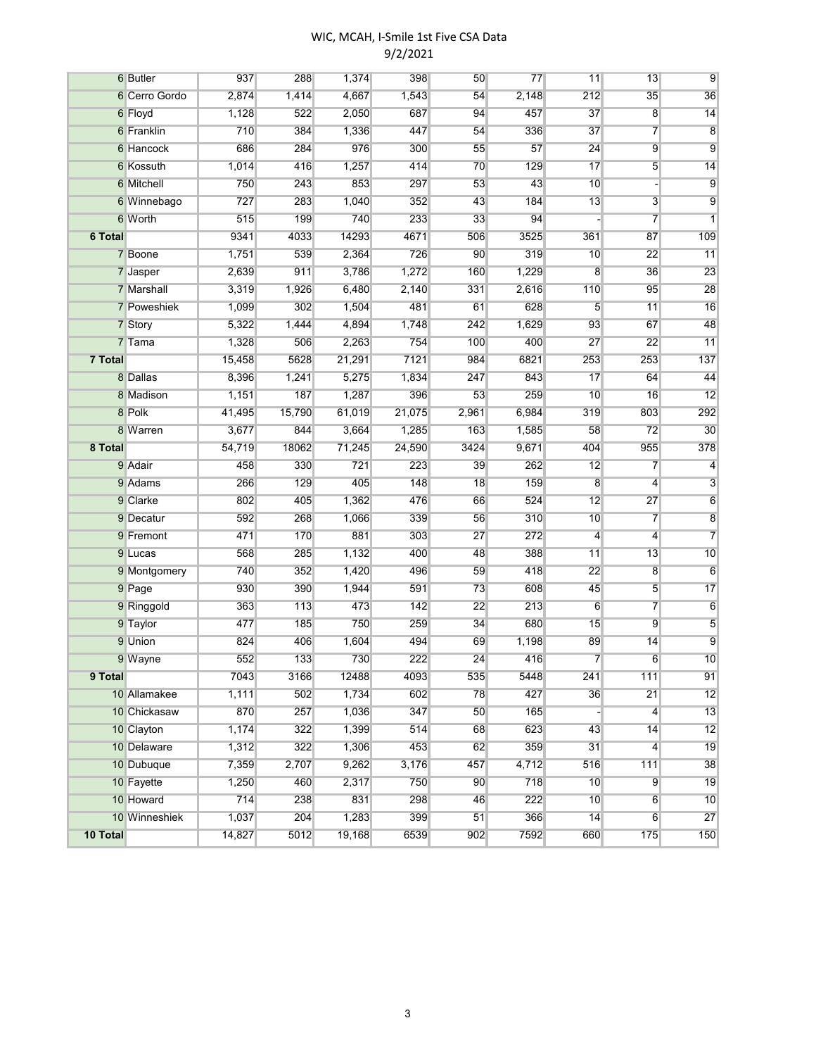WIC, MCAH, I-Smile 1st Five CSA Data
9/2/2021

| | | | | | | | | | | |
|---|---|---|---|---|---|---|---|---|---|---|
| | 6 | Butler | 937 | 288 | 1,374 | 398 | 50 | 77 | 11 | 13 | 9 |
| | 6 | Cerro Gordo | 2,874 | 1,414 | 4,667 | 1,543 | 54 | 2,148 | 212 | 35 | 36 |
| | 6 | Floyd | 1,128 | 522 | 2,050 | 687 | 94 | 457 | 37 | 8 | 14 |
| | 6 | Franklin | 710 | 384 | 1,336 | 447 | 54 | 336 | 37 | 7 | 8 |
| | 6 | Hancock | 686 | 284 | 976 | 300 | 55 | 57 | 24 | 9 | 9 |
| | 6 | Kossuth | 1,014 | 416 | 1,257 | 414 | 70 | 129 | 17 | 5 | 14 |
| | 6 | Mitchell | 750 | 243 | 853 | 297 | 53 | 43 | 10 | - | 9 |
| | 6 | Winnebago | 727 | 283 | 1,040 | 352 | 43 | 184 | 13 | 3 | 9 |
| | 6 | Worth | 515 | 199 | 740 | 233 | 33 | 94 | - | 7 | 1 |
| **6 Total** | | | 9341 | 4033 | 14293 | 4671 | 506 | 3525 | 361 | 87 | 109 |
| | 7 | Boone | 1,751 | 539 | 2,364 | 726 | 90 | 319 | 10 | 22 | 11 |
| | 7 | Jasper | 2,639 | 911 | 3,786 | 1,272 | 160 | 1,229 | 8 | 36 | 23 |
| | 7 | Marshall | 3,319 | 1,926 | 6,480 | 2,140 | 331 | 2,616 | 110 | 95 | 28 |
| | 7 | Poweshiek | 1,099 | 302 | 1,504 | 481 | 61 | 628 | 5 | 11 | 16 |
| | 7 | Story | 5,322 | 1,444 | 4,894 | 1,748 | 242 | 1,629 | 93 | 67 | 48 |
| | 7 | Tama | 1,328 | 506 | 2,263 | 754 | 100 | 400 | 27 | 22 | 11 |
| **7 Total** | | | 15,458 | 5628 | 21,291 | 7121 | 984 | 6821 | 253 | 253 | 137 |
| | 8 | Dallas | 8,396 | 1,241 | 5,275 | 1,834 | 247 | 843 | 17 | 64 | 44 |
| | 8 | Madison | 1,151 | 187 | 1,287 | 396 | 53 | 259 | 10 | 16 | 12 |
| | 8 | Polk | 41,495 | 15,790 | 61,019 | 21,075 | 2,961 | 6,984 | 319 | 803 | 292 |
| | 8 | Warren | 3,677 | 844 | 3,664 | 1,285 | 163 | 1,585 | 58 | 72 | 30 |
| **8 Total** | | | 54,719 | 18062 | 71,245 | 24,590 | 3424 | 9,671 | 404 | 955 | 378 |
| | 9 | Adair | 458 | 330 | 721 | 223 | 39 | 262 | 12 | 7 | 4 |
| | 9 | Adams | 266 | 129 | 405 | 148 | 18 | 159 | 8 | 4 | 3 |
| | 9 | Clarke | 802 | 405 | 1,362 | 476 | 66 | 524 | 12 | 27 | 6 |
| | 9 | Decatur | 592 | 268 | 1,066 | 339 | 56 | 310 | 10 | 7 | 8 |
| | 9 | Fremont | 471 | 170 | 881 | 303 | 27 | 272 | 4 | 4 | 7 |
| | 9 | Lucas | 568 | 285 | 1,132 | 400 | 48 | 388 | 11 | 13 | 10 |
| | 9 | Montgomery | 740 | 352 | 1,420 | 496 | 59 | 418 | 22 | 8 | 6 |
| | 9 | Page | 930 | 390 | 1,944 | 591 | 73 | 608 | 45 | 5 | 17 |
| | 9 | Ringgold | 363 | 113 | 473 | 142 | 22 | 213 | 6 | 7 | 6 |
| | 9 | Taylor | 477 | 185 | 750 | 259 | 34 | 680 | 15 | 9 | 5 |
| | 9 | Union | 824 | 406 | 1,604 | 494 | 69 | 1,198 | 89 | 14 | 9 |
| | 9 | Wayne | 552 | 133 | 730 | 222 | 24 | 416 | 7 | 6 | 10 |
| **9 Total** | | | 7043 | 3166 | 12488 | 4093 | 535 | 5448 | 241 | 111 | 91 |
| | 10 | Allamakee | 1,111 | 502 | 1,734 | 602 | 78 | 427 | 36 | 21 | 12 |
| | 10 | Chickasaw | 870 | 257 | 1,036 | 347 | 50 | 165 | - | 4 | 13 |
| | 10 | Clayton | 1,174 | 322 | 1,399 | 514 | 68 | 623 | 43 | 14 | 12 |
| | 10 | Delaware | 1,312 | 322 | 1,306 | 453 | 62 | 359 | 31 | 4 | 19 |
| | 10 | Dubuque | 7,359 | 2,707 | 9,262 | 3,176 | 457 | 4,712 | 516 | 111 | 38 |
| | 10 | Fayette | 1,250 | 460 | 2,317 | 750 | 90 | 718 | 10 | 9 | 19 |
| | 10 | Howard | 714 | 238 | 831 | 298 | 46 | 222 | 10 | 6 | 10 |
| | 10 | Winneshiek | 1,037 | 204 | 1,283 | 399 | 51 | 366 | 14 | 6 | 27 |
| **10 Total** | | | 14,827 | 5012 | 19,168 | 6539 | 902 | 7592 | 660 | 175 | 150 |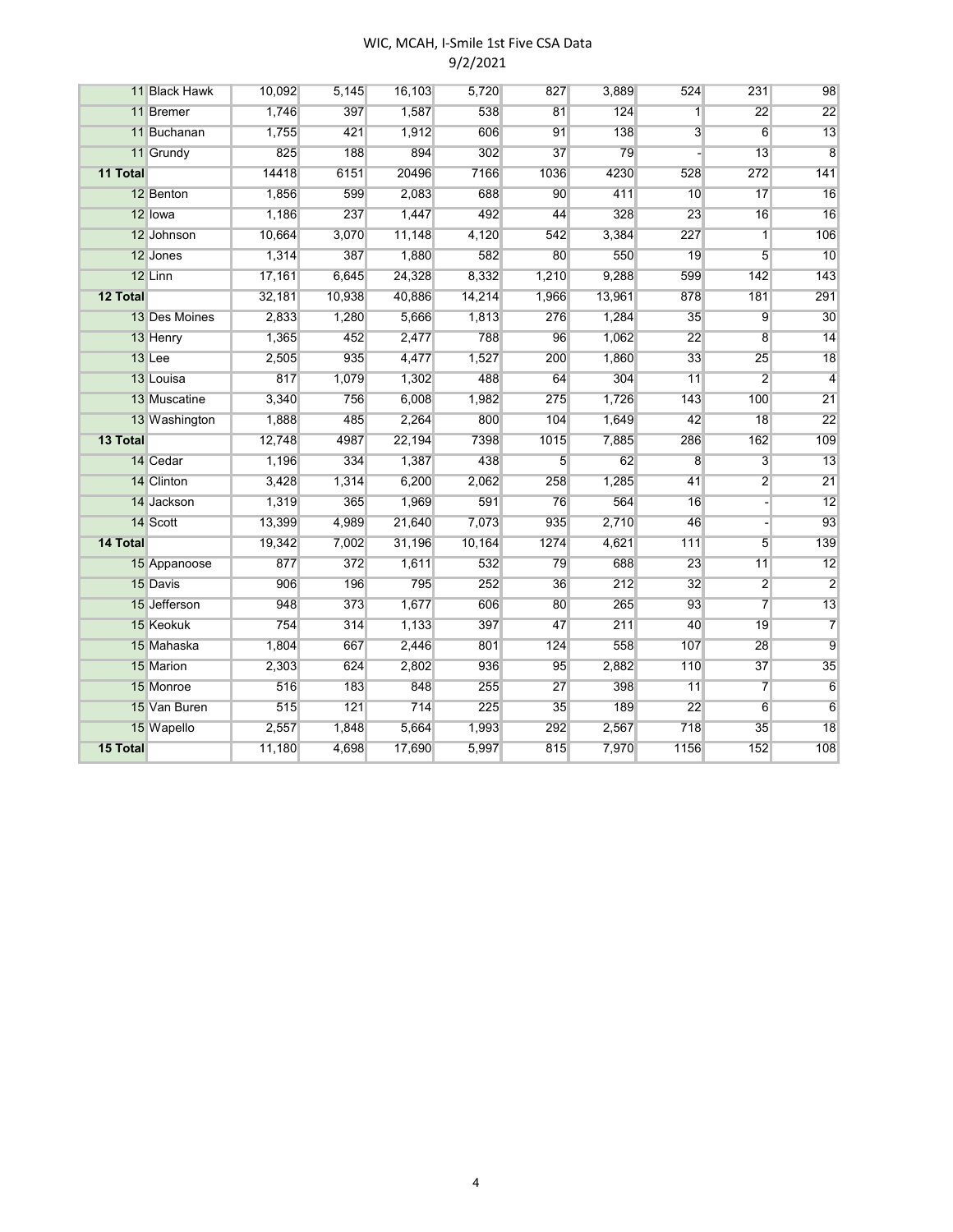WIC, MCAH, I-Smile 1st Five CSA Data
9/2/2021

| | | | | | | | | | | |
|---|---|---|---|---|---|---|---|---|---|---|
| 11 | Black Hawk | 10,092 | 5,145 | 16,103 | 5,720 | 827 | 3,889 | 524 | 231 | 98 |
| 11 | Bremer | 1,746 | 397 | 1,587 | 538 | 81 | 124 | 1 | 22 | 22 |
| 11 | Buchanan | 1,755 | 421 | 1,912 | 606 | 91 | 138 | 3 | 6 | 13 |
| 11 | Grundy | 825 | 188 | 894 | 302 | 37 | 79 | - | 13 | 8 |
| **11 Total** | | 14418 | 6151 | 20496 | 7166 | 1036 | 4230 | 528 | 272 | 141 |
| 12 | Benton | 1,856 | 599 | 2,083 | 688 | 90 | 411 | 10 | 17 | 16 |
| 12 | Iowa | 1,186 | 237 | 1,447 | 492 | 44 | 328 | 23 | 16 | 16 |
| 12 | Johnson | 10,664 | 3,070 | 11,148 | 4,120 | 542 | 3,384 | 227 | 1 | 106 |
| 12 | Jones | 1,314 | 387 | 1,880 | 582 | 80 | 550 | 19 | 5 | 10 |
| 12 | Linn | 17,161 | 6,645 | 24,328 | 8,332 | 1,210 | 9,288 | 599 | 142 | 143 |
| **12 Total** | | 32,181 | 10,938 | 40,886 | 14,214 | 1,966 | 13,961 | 878 | 181 | 291 |
| 13 | Des Moines | 2,833 | 1,280 | 5,666 | 1,813 | 276 | 1,284 | 35 | 9 | 30 |
| 13 | Henry | 1,365 | 452 | 2,477 | 788 | 96 | 1,062 | 22 | 8 | 14 |
| 13 | Lee | 2,505 | 935 | 4,477 | 1,527 | 200 | 1,860 | 33 | 25 | 18 |
| 13 | Louisa | 817 | 1,079 | 1,302 | 488 | 64 | 304 | 11 | 2 | 4 |
| 13 | Muscatine | 3,340 | 756 | 6,008 | 1,982 | 275 | 1,726 | 143 | 100 | 21 |
| 13 | Washington | 1,888 | 485 | 2,264 | 800 | 104 | 1,649 | 42 | 18 | 22 |
| **13 Total** | | 12,748 | 4987 | 22,194 | 7398 | 1015 | 7,885 | 286 | 162 | 109 |
| 14 | Cedar | 1,196 | 334 | 1,387 | 438 | 5 | 62 | 8 | 3 | 13 |
| 14 | Clinton | 3,428 | 1,314 | 6,200 | 2,062 | 258 | 1,285 | 41 | 2 | 21 |
| 14 | Jackson | 1,319 | 365 | 1,969 | 591 | 76 | 564 | 16 | - | 12 |
| 14 | Scott | 13,399 | 4,989 | 21,640 | 7,073 | 935 | 2,710 | 46 | - | 93 |
| **14 Total** | | 19,342 | 7,002 | 31,196 | 10,164 | 1274 | 4,621 | 111 | 5 | 139 |
| 15 | Appanoose | 877 | 372 | 1,611 | 532 | 79 | 688 | 23 | 11 | 12 |
| 15 | Davis | 906 | 196 | 795 | 252 | 36 | 212 | 32 | 2 | 2 |
| 15 | Jefferson | 948 | 373 | 1,677 | 606 | 80 | 265 | 93 | 7 | 13 |
| 15 | Keokuk | 754 | 314 | 1,133 | 397 | 47 | 211 | 40 | 19 | 7 |
| 15 | Mahaska | 1,804 | 667 | 2,446 | 801 | 124 | 558 | 107 | 28 | 9 |
| 15 | Marion | 2,303 | 624 | 2,802 | 936 | 95 | 2,882 | 110 | 37 | 35 |
| 15 | Monroe | 516 | 183 | 848 | 255 | 27 | 398 | 11 | 7 | 6 |
| 15 | Van Buren | 515 | 121 | 714 | 225 | 35 | 189 | 22 | 6 | 6 |
| 15 | Wapello | 2,557 | 1,848 | 5,664 | 1,993 | 292 | 2,567 | 718 | 35 | 18 |
| **15 Total** | | 11,180 | 4,698 | 17,690 | 5,997 | 815 | 7,970 | 1156 | 152 | 108 |